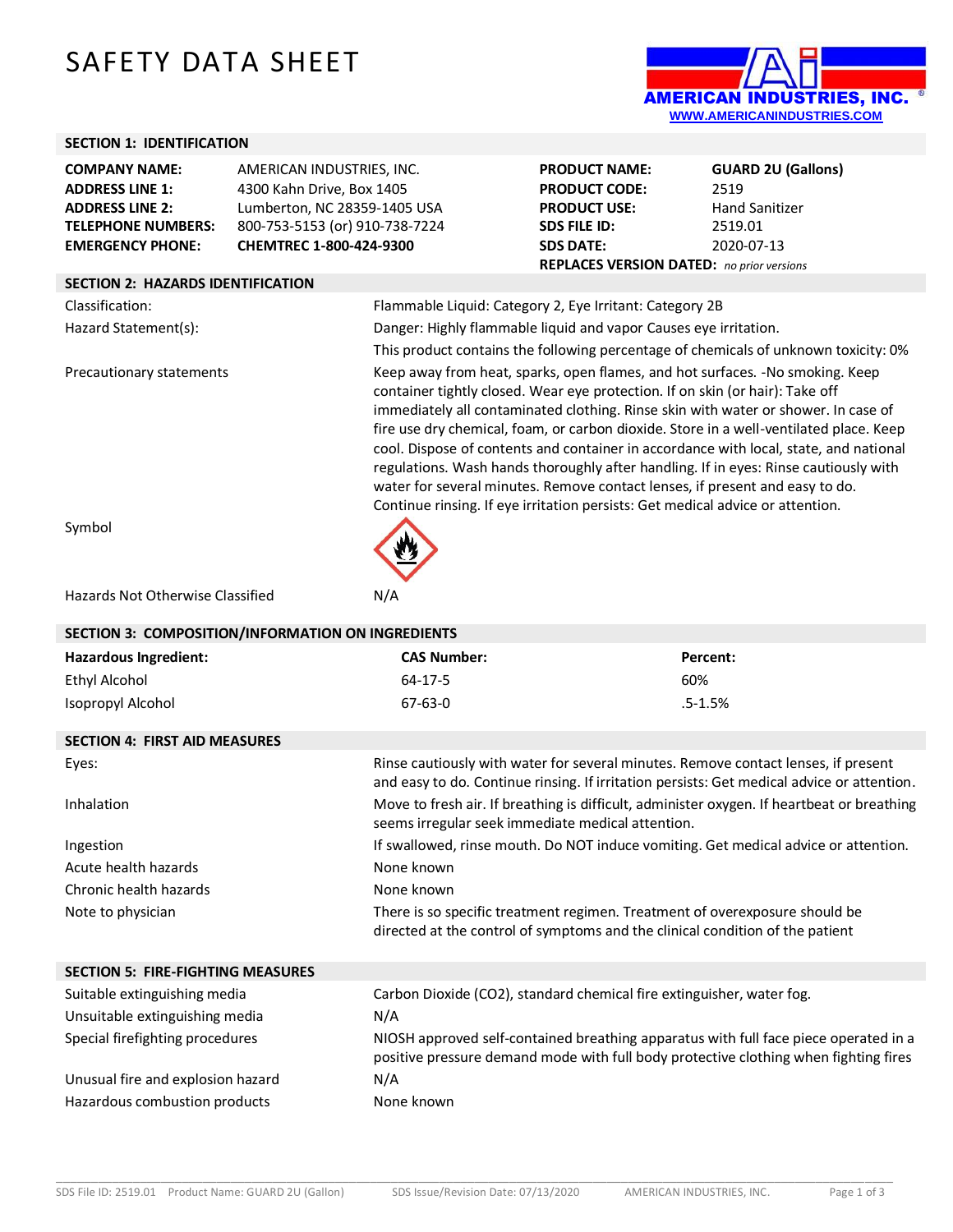# SAFETY DATA SHEET

AMERICAN INDUSTRIES, INC.
WWW.AMERICANINDUSTRIES.COM

## SECTION 1: IDENTIFICATION

| | | | |
|---|---|---|---|
| **COMPANY NAME:** | AMERICAN INDUSTRIES, INC. | **PRODUCT NAME:** | **GUARD 2U (Gallons)** |
| **ADDRESS LINE 1:** | 4300 Kahn Drive, Box 1405 | **PRODUCT CODE:** | 2519 |
| **ADDRESS LINE 2:** | Lumberton, NC 28359-1405 USA | **PRODUCT USE:** | Hand Sanitizer |
| **TELEPHONE NUMBERS:** | 800-753-5153 (or) 910-738-7224 | **SDS FILE ID:** | 2519.01 |
| **EMERGENCY PHONE:** | **CHEMTREC 1-800-424-9300** | **SDS DATE:** | 2020-07-13 |
| | | **REPLACES VERSION DATED:** | *no prior versions* |

## SECTION 2: HAZARDS IDENTIFICATION

| | |
|---|---|
| Classification: | Flammable Liquid: Category 2, Eye Irritant: Category 2B |
| Hazard Statement(s): | Danger: Highly flammable liquid and vapor Causes eye irritation. |
| | This product contains the following percentage of chemicals of unknown toxicity: 0% |
| Precautionary statements | Keep away from heat, sparks, open flames, and hot surfaces. -No smoking. Keep container tightly closed. Wear eye protection. If on skin (or hair): Take off immediately all contaminated clothing. Rinse skin with water or shower. In case of fire use dry chemical, foam, or carbon dioxide. Store in a well-ventilated place. Keep cool. Dispose of contents and container in accordance with local, state, and national regulations. Wash hands thoroughly after handling. If in eyes: Rinse cautiously with water for several minutes. Remove contact lenses, if present and easy to do. Continue rinsing. If eye irritation persists: Get medical advice or attention. |
| Symbol | |
| Hazards Not Otherwise Classified | N/A |

## SECTION 3: COMPOSITION/INFORMATION ON INGREDIENTS

| **Hazardous Ingredient:** | **CAS Number:** | **Percent:** |
|---|---|---|
| Ethyl Alcohol | 64-17-5 | 60% |
| Isopropyl Alcohol | 67-63-0 | .5-1.5% |

## SECTION 4: FIRST AID MEASURES

| | |
|---|---|
| Eyes: | Rinse cautiously with water for several minutes. Remove contact lenses, if present and easy to do. Continue rinsing. If irritation persists: Get medical advice or attention. |
| Inhalation | Move to fresh air. If breathing is difficult, administer oxygen. If heartbeat or breathing seems irregular seek immediate medical attention. |
| Ingestion | If swallowed, rinse mouth. Do NOT induce vomiting. Get medical advice or attention. |
| Acute health hazards | None known |
| Chronic health hazards | None known |
| Note to physician | There is so specific treatment regimen. Treatment of overexposure should be directed at the control of symptoms and the clinical condition of the patient |

## SECTION 5: FIRE-FIGHTING MEASURES

| | |
|---|---|
| Suitable extinguishing media | Carbon Dioxide (CO2), standard chemical fire extinguisher, water fog. |
| Unsuitable extinguishing media | N/A |
| Special firefighting procedures | NIOSH approved self-contained breathing apparatus with full face piece operated in a positive pressure demand mode with full body protective clothing when fighting fires |
| Unusual fire and explosion hazard | N/A |
| Hazardous combustion products | None known |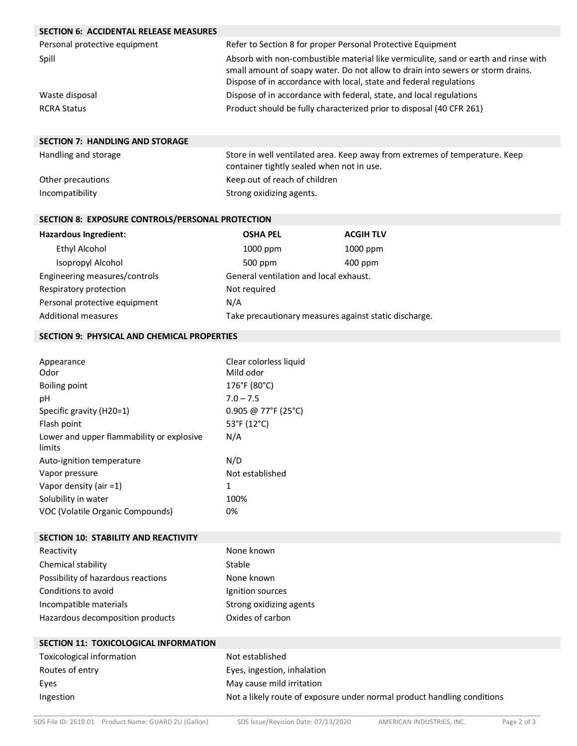## SECTION 6: ACCIDENTAL RELEASE MEASURES

| | |
|---|---|
| Personal protective equipment | Refer to Section 8 for proper Personal Protective Equipment |
| Spill | Absorb with non-combustible material like vermiculite, sand or earth and rinse with small amount of soapy water. Do not allow to drain into sewers or storm drains. Dispose of in accordance with local, state and federal regulations |
| Waste disposal | Dispose of in accordance with federal, state, and local regulations |
| RCRA Status | Product should be fully characterized prior to disposal (40 CFR 261) |

## SECTION 7: HANDLING AND STORAGE

| | |
|---|---|
| Handling and storage | Store in well ventilated area. Keep away from extremes of temperature. Keep container tightly sealed when not in use. |
| Other precautions | Keep out of reach of children |
| Incompatibility | Strong oxidizing agents. |

## SECTION 8: EXPOSURE CONTROLS/PERSONAL PROTECTION

| **Hazardous Ingredient:** | **OSHA PEL** | **ACGIH TLV** |
|---|---|---|
| Ethyl Alcohol | 1000 ppm | 1000 ppm |
| Isopropyl Alcohol | 500 ppm | 400 ppm |

| | |
|---|---|
| Engineering measures/controls | General ventilation and local exhaust. |
| Respiratory protection | Not required |
| Personal protective equipment | N/A |
| Additional measures | Take precautionary measures against static discharge. |

## SECTION 9: PHYSICAL AND CHEMICAL PROPERTIES

| | |
|---|---|
| Appearance | Clear colorless liquid |
| Odor | Mild odor |
| Boiling point | 176°F (80°C) |
| pH | 7.0 – 7.5 |
| Specific gravity (H20=1) | 0.905 @ 77°F (25°C) |
| Flash point | 53°F (12°C) |
| Lower and upper flammability or explosive limits | N/A |
| Auto-ignition temperature | N/D |
| Vapor pressure | Not established |
| Vapor density (air =1) | 1 |
| Solubility in water | 100% |
| VOC (Volatile Organic Compounds) | 0% |

## SECTION 10: STABILITY AND REACTIVITY

| | |
|---|---|
| Reactivity | None known |
| Chemical stability | Stable |
| Possibility of hazardous reactions | None known |
| Conditions to avoid | Ignition sources |
| Incompatible materials | Strong oxidizing agents |
| Hazardous decomposition products | Oxides of carbon |

## SECTION 11: TOXICOLOGICAL INFORMATION

| | |
|---|---|
| Toxicological information | Not established |
| Routes of entry | Eyes, ingestion, inhalation |
| Eyes | May cause mild irritation |
| Ingestion | Not a likely route of exposure under normal product handling conditions |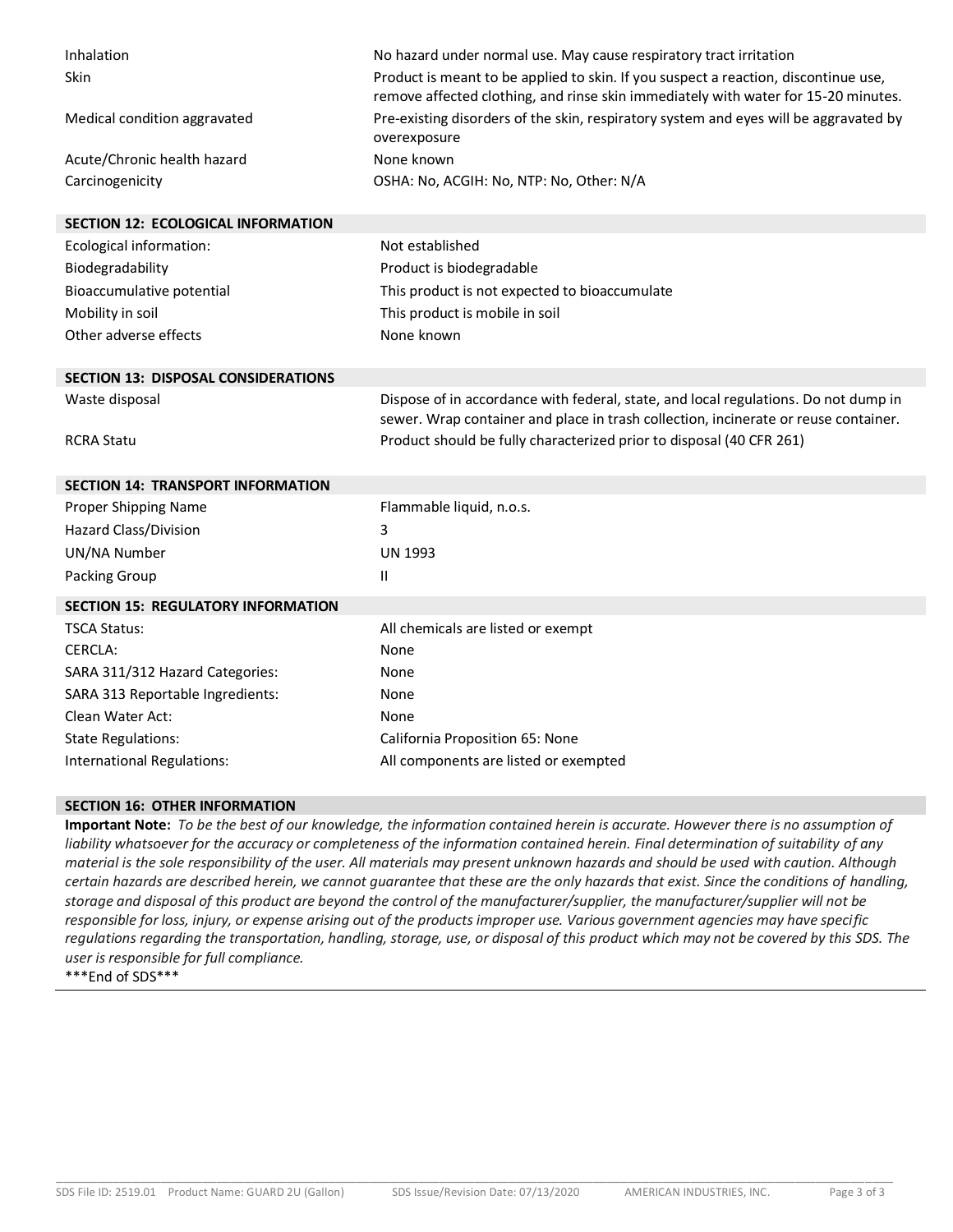| | |
|---|---|
| Inhalation | No hazard under normal use. May cause respiratory tract irritation |
| Skin | Product is meant to be applied to skin. If you suspect a reaction, discontinue use, remove affected clothing, and rinse skin immediately with water for 15-20 minutes. |
| Medical condition aggravated | Pre-existing disorders of the skin, respiratory system and eyes will be aggravated by overexposure |
| Acute/Chronic health hazard | None known |
| Carcinogenicity | OSHA: No, ACGIH: No, NTP: No, Other: N/A |

## SECTION 12: ECOLOGICAL INFORMATION

| | |
|---|---|
| Ecological information: | Not established |
| Biodegradability | Product is biodegradable |
| Bioaccumulative potential | This product is not expected to bioaccumulate |
| Mobility in soil | This product is mobile in soil |
| Other adverse effects | None known |

## SECTION 13: DISPOSAL CONSIDERATIONS

| | |
|---|---|
| Waste disposal | Dispose of in accordance with federal, state, and local regulations. Do not dump in sewer. Wrap container and place in trash collection, incinerate or reuse container. |
| RCRA Statu | Product should be fully characterized prior to disposal (40 CFR 261) |

## SECTION 14: TRANSPORT INFORMATION

| | |
|---|---|
| Proper Shipping Name | Flammable liquid, n.o.s. |
| Hazard Class/Division | 3 |
| UN/NA Number | UN 1993 |
| Packing Group | II |

## SECTION 15: REGULATORY INFORMATION

| | |
|---|---|
| TSCA Status: | All chemicals are listed or exempt |
| CERCLA: | None |
| SARA 311/312 Hazard Categories: | None |
| SARA 313 Reportable Ingredients: | None |
| Clean Water Act: | None |
| State Regulations: | California Proposition 65: None |
| International Regulations: | All components are listed or exempted |

## SECTION 16: OTHER INFORMATION

**Important Note:** *To be the best of our knowledge, the information contained herein is accurate. However there is no assumption of liability whatsoever for the accuracy or completeness of the information contained herein. Final determination of suitability of any material is the sole responsibility of the user. All materials may present unknown hazards and should be used with caution. Although certain hazards are described herein, we cannot guarantee that these are the only hazards that exist. Since the conditions of handling, storage and disposal of this product are beyond the control of the manufacturer/supplier, the manufacturer/supplier will not be responsible for loss, injury, or expense arising out of the products improper use. Various government agencies may have specific regulations regarding the transportation, handling, storage, use, or disposal of this product which may not be covered by this SDS. The user is responsible for full compliance.*

***End of SDS***